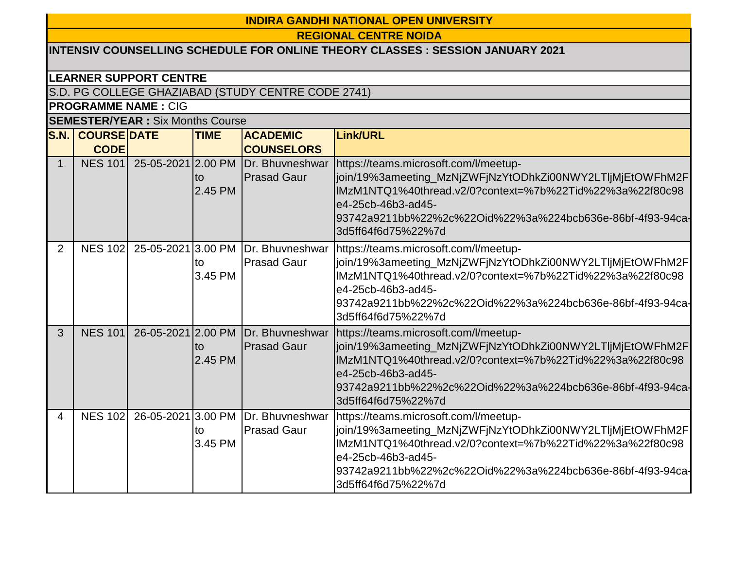# INDIRA GANDHI NATIONAL OPEN UNIVERSITY

## REGIONAL CENTRE NOIDA

**INTENSIV COUNSELLING SCHEDULE FOR ONLINE THEORY CLASSES : SESSION JANUARY 2021**

**LEARNER SUPPORT CENTRE**

S.D. PG COLLEGE GHAZIABAD (STUDY CENTRE CODE 2741)

**PROGRAMME NAME :** CIG

**SEMESTER/YEAR :** Six Months Course

| S.N. | COURSE CODE | DATE | TIME | ACADEMIC COUNSELORS | Link/URL |
|---|---|---|---|---|---|
| 1 | NES 101 | 25-05-2021 | 2.00 PM to 2.45 PM | Dr. Bhuvneshwar Prasad Gaur | https://teams.microsoft.com/l/meetup-join/19%3ameeting_MzNjZWFjNzYtODhkZi00NWY2LTljMjEtOWFhM2FlMzM1NTQ1%40thread.v2/0?context=%7b%22Tid%22%3a%22f80c98e4-25cb-46b3-ad45-93742a9211bb%22%2c%22Oid%22%3a%224bcb636e-86bf-4f93-94ca-3d5ff64f6d75%22%7d |
| 2 | NES 102 | 25-05-2021 | 3.00 PM to 3.45 PM | Dr. Bhuvneshwar Prasad Gaur | https://teams.microsoft.com/l/meetup-join/19%3ameeting_MzNjZWFjNzYtODhkZi00NWY2LTljMjEtOWFhM2FlMzM1NTQ1%40thread.v2/0?context=%7b%22Tid%22%3a%22f80c98e4-25cb-46b3-ad45-93742a9211bb%22%2c%22Oid%22%3a%224bcb636e-86bf-4f93-94ca-3d5ff64f6d75%22%7d |
| 3 | NES 101 | 26-05-2021 | 2.00 PM to 2.45 PM | Dr. Bhuvneshwar Prasad Gaur | https://teams.microsoft.com/l/meetup-join/19%3ameeting_MzNjZWFjNzYtODhkZi00NWY2LTljMjEtOWFhM2FlMzM1NTQ1%40thread.v2/0?context=%7b%22Tid%22%3a%22f80c98e4-25cb-46b3-ad45-93742a9211bb%22%2c%22Oid%22%3a%224bcb636e-86bf-4f93-94ca-3d5ff64f6d75%22%7d |
| 4 | NES 102 | 26-05-2021 | 3.00 PM to 3.45 PM | Dr. Bhuvneshwar Prasad Gaur | https://teams.microsoft.com/l/meetup-join/19%3ameeting_MzNjZWFjNzYtODhkZi00NWY2LTljMjEtOWFhM2FlMzM1NTQ1%40thread.v2/0?context=%7b%22Tid%22%3a%22f80c98e4-25cb-46b3-ad45-93742a9211bb%22%2c%22Oid%22%3a%224bcb636e-86bf-4f93-94ca-3d5ff64f6d75%22%7d |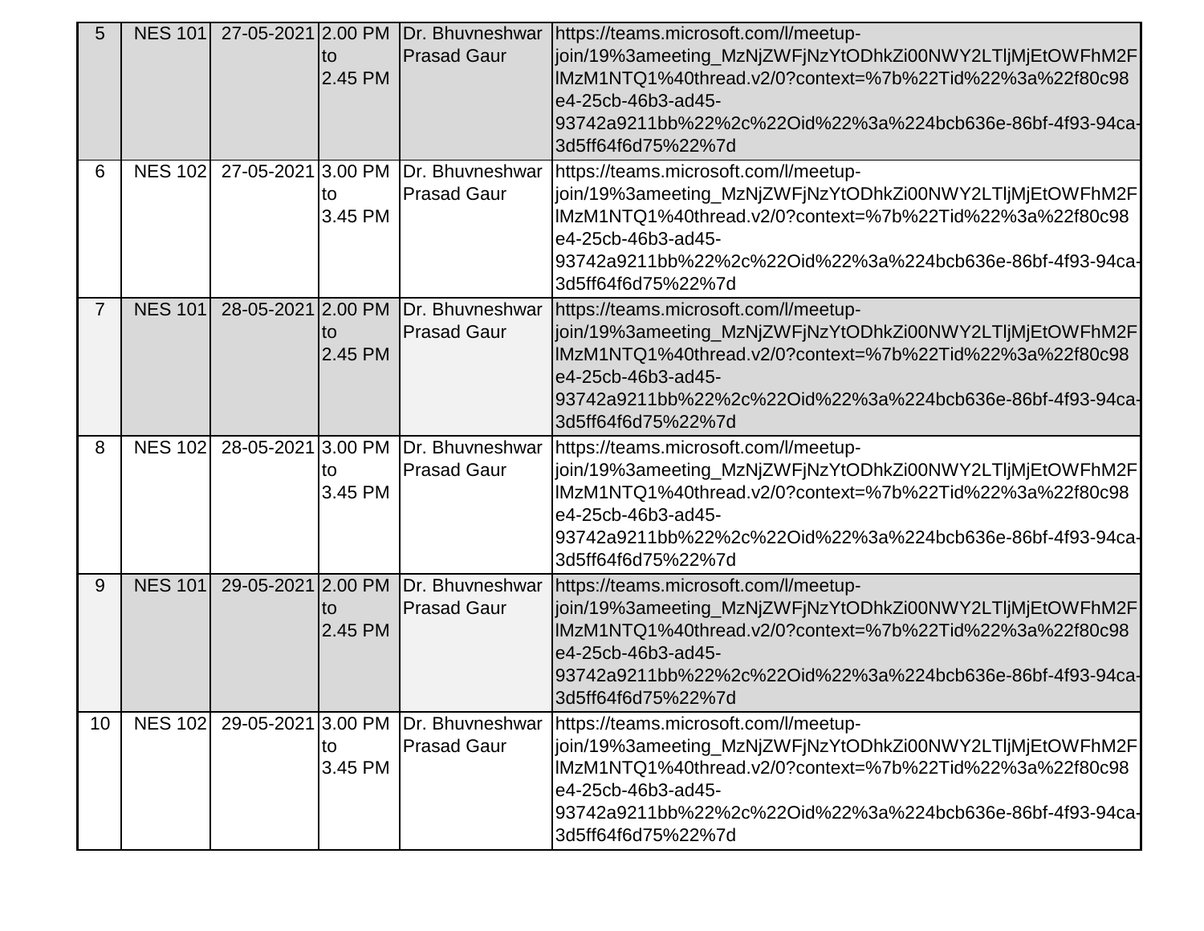| 5 | NES 101 | 27-05-2021 | 2.00 PM to 2.45 PM | Dr. Bhuvneshwar Prasad Gaur | https://teams.microsoft.com/l/meetup-join/19%3ameeting_MzNjZWFjNzYtODhkZi00NWY2LTljMjEtOWFhM2FlMzM1NTQ1%40thread.v2/0?context=%7b%22Tid%22%3a%22f80c98e4-25cb-46b3-ad45-93742a9211bb%22%2c%22Oid%22%3a%224bcb636e-86bf-4f93-94ca-3d5ff64f6d75%22%7d |
|---|---|---|---|---|---|
| 6 | NES 102 | 27-05-2021 | 3.00 PM to 3.45 PM | Dr. Bhuvneshwar Prasad Gaur | https://teams.microsoft.com/l/meetup-join/19%3ameeting_MzNjZWFjNzYtODhkZi00NWY2LTljMjEtOWFhM2FlMzM1NTQ1%40thread.v2/0?context=%7b%22Tid%22%3a%22f80c98e4-25cb-46b3-ad45-93742a9211bb%22%2c%22Oid%22%3a%224bcb636e-86bf-4f93-94ca-3d5ff64f6d75%22%7d |
| 7 | NES 101 | 28-05-2021 | 2.00 PM to 2.45 PM | Dr. Bhuvneshwar Prasad Gaur | https://teams.microsoft.com/l/meetup-join/19%3ameeting_MzNjZWFjNzYtODhkZi00NWY2LTljMjEtOWFhM2FlMzM1NTQ1%40thread.v2/0?context=%7b%22Tid%22%3a%22f80c98e4-25cb-46b3-ad45-93742a9211bb%22%2c%22Oid%22%3a%224bcb636e-86bf-4f93-94ca-3d5ff64f6d75%22%7d |
| 8 | NES 102 | 28-05-2021 | 3.00 PM to 3.45 PM | Dr. Bhuvneshwar Prasad Gaur | https://teams.microsoft.com/l/meetup-join/19%3ameeting_MzNjZWFjNzYtODhkZi00NWY2LTljMjEtOWFhM2FlMzM1NTQ1%40thread.v2/0?context=%7b%22Tid%22%3a%22f80c98e4-25cb-46b3-ad45-93742a9211bb%22%2c%22Oid%22%3a%224bcb636e-86bf-4f93-94ca-3d5ff64f6d75%22%7d |
| 9 | NES 101 | 29-05-2021 | 2.00 PM to 2.45 PM | Dr. Bhuvneshwar Prasad Gaur | https://teams.microsoft.com/l/meetup-join/19%3ameeting_MzNjZWFjNzYtODhkZi00NWY2LTljMjEtOWFhM2FlMzM1NTQ1%40thread.v2/0?context=%7b%22Tid%22%3a%22f80c98e4-25cb-46b3-ad45-93742a9211bb%22%2c%22Oid%22%3a%224bcb636e-86bf-4f93-94ca-3d5ff64f6d75%22%7d |
| 10 | NES 102 | 29-05-2021 | 3.00 PM to 3.45 PM | Dr. Bhuvneshwar Prasad Gaur | https://teams.microsoft.com/l/meetup-join/19%3ameeting_MzNjZWFjNzYtODhkZi00NWY2LTljMjEtOWFhM2FlMzM1NTQ1%40thread.v2/0?context=%7b%22Tid%22%3a%22f80c98e4-25cb-46b3-ad45-93742a9211bb%22%2c%22Oid%22%3a%224bcb636e-86bf-4f93-94ca-3d5ff64f6d75%22%7d |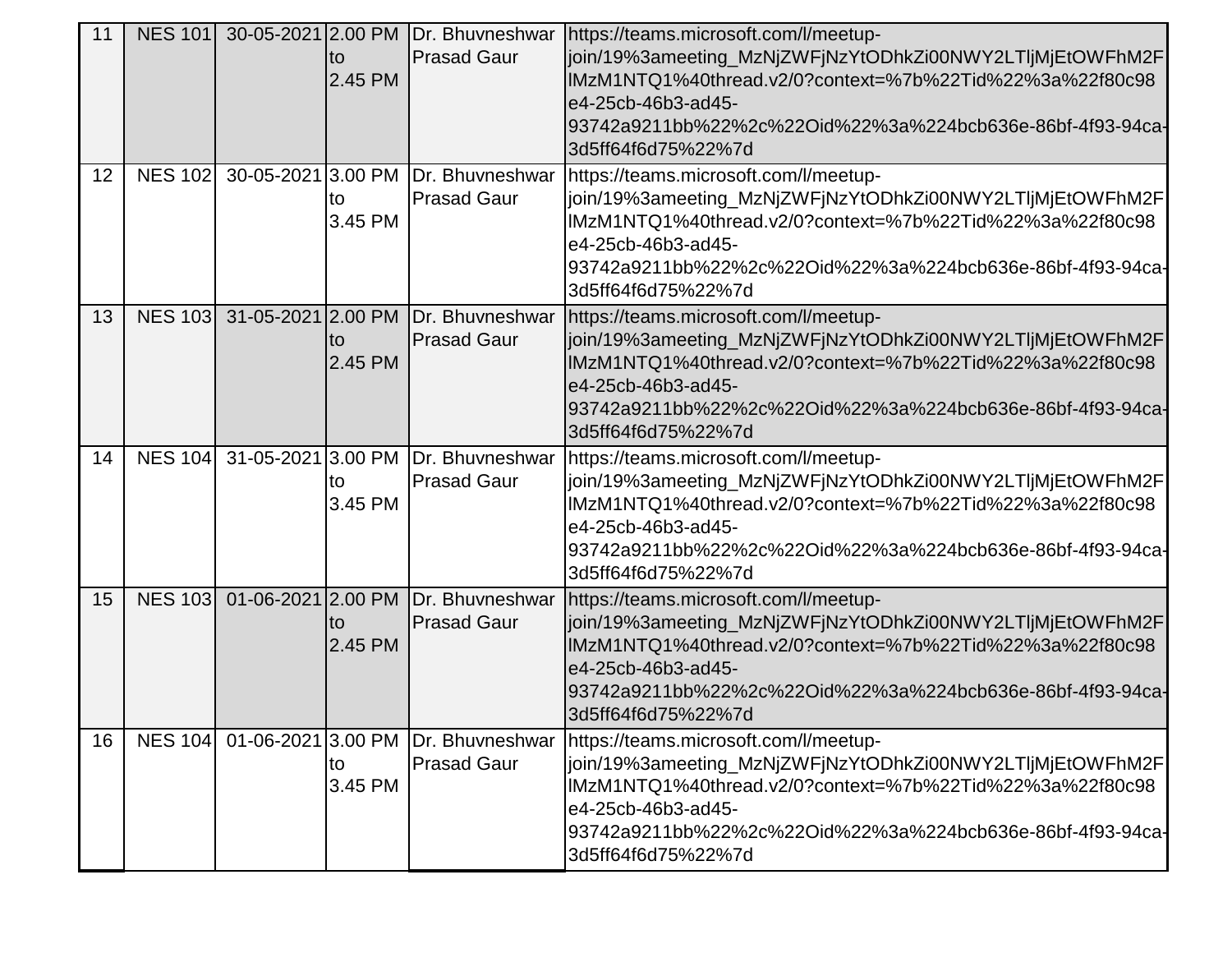| 11 | NES 101 | 30-05-2021 | 2.00 PM to 2.45 PM | Dr. Bhuvneshwar Prasad Gaur | https://teams.microsoft.com/l/meetup-join/19%3ameeting_MzNjZWFjNzYtODhkZi00NWY2LTljMjEtOWFhM2FlMzM1NTQ1%40thread.v2/0?context=%7b%22Tid%22%3a%22f80c98e4-25cb-46b3-ad45-93742a9211bb%22%2c%22Oid%22%3a%224bcb636e-86bf-4f93-94ca-3d5ff64f6d75%22%7d |
|---|---|---|---|---|---|
| 12 | NES 102 | 30-05-2021 | 3.00 PM to 3.45 PM | Dr. Bhuvneshwar Prasad Gaur | https://teams.microsoft.com/l/meetup-join/19%3ameeting_MzNjZWFjNzYtODhkZi00NWY2LTljMjEtOWFhM2FlMzM1NTQ1%40thread.v2/0?context=%7b%22Tid%22%3a%22f80c98e4-25cb-46b3-ad45-93742a9211bb%22%2c%22Oid%22%3a%224bcb636e-86bf-4f93-94ca-3d5ff64f6d75%22%7d |
| 13 | NES 103 | 31-05-2021 | 2.00 PM to 2.45 PM | Dr. Bhuvneshwar Prasad Gaur | https://teams.microsoft.com/l/meetup-join/19%3ameeting_MzNjZWFjNzYtODhkZi00NWY2LTljMjEtOWFhM2FlMzM1NTQ1%40thread.v2/0?context=%7b%22Tid%22%3a%22f80c98e4-25cb-46b3-ad45-93742a9211bb%22%2c%22Oid%22%3a%224bcb636e-86bf-4f93-94ca-3d5ff64f6d75%22%7d |
| 14 | NES 104 | 31-05-2021 | 3.00 PM to 3.45 PM | Dr. Bhuvneshwar Prasad Gaur | https://teams.microsoft.com/l/meetup-join/19%3ameeting_MzNjZWFjNzYtODhkZi00NWY2LTljMjEtOWFhM2FlMzM1NTQ1%40thread.v2/0?context=%7b%22Tid%22%3a%22f80c98e4-25cb-46b3-ad45-93742a9211bb%22%2c%22Oid%22%3a%224bcb636e-86bf-4f93-94ca-3d5ff64f6d75%22%7d |
| 15 | NES 103 | 01-06-2021 | 2.00 PM to 2.45 PM | Dr. Bhuvneshwar Prasad Gaur | https://teams.microsoft.com/l/meetup-join/19%3ameeting_MzNjZWFjNzYtODhkZi00NWY2LTljMjEtOWFhM2FlMzM1NTQ1%40thread.v2/0?context=%7b%22Tid%22%3a%22f80c98e4-25cb-46b3-ad45-93742a9211bb%22%2c%22Oid%22%3a%224bcb636e-86bf-4f93-94ca-3d5ff64f6d75%22%7d |
| 16 | NES 104 | 01-06-2021 | 3.00 PM to 3.45 PM | Dr. Bhuvneshwar Prasad Gaur | https://teams.microsoft.com/l/meetup-join/19%3ameeting_MzNjZWFjNzYtODhkZi00NWY2LTljMjEtOWFhM2FlMzM1NTQ1%40thread.v2/0?context=%7b%22Tid%22%3a%22f80c98e4-25cb-46b3-ad45-93742a9211bb%22%2c%22Oid%22%3a%224bcb636e-86bf-4f93-94ca-3d5ff64f6d75%22%7d |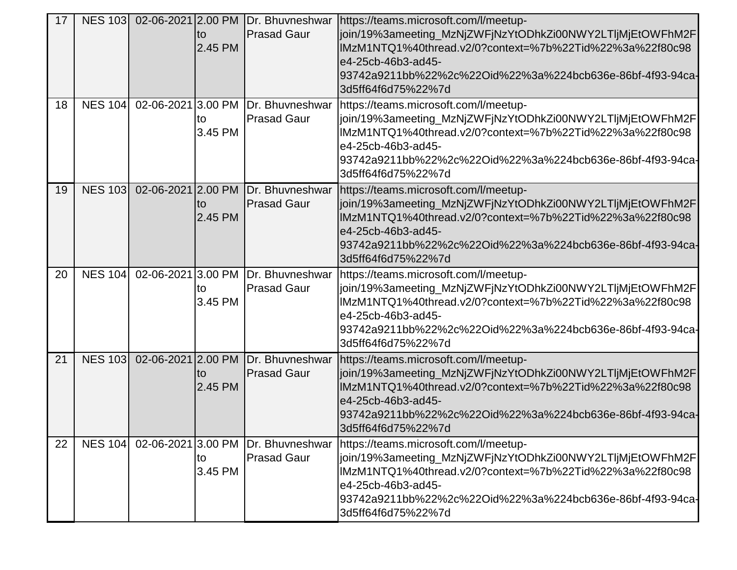| 17 | NES 103 | 02-06-2021 | 2.00 PM to 2.45 PM | Dr. Bhuvneshwar Prasad Gaur | https://teams.microsoft.com/l/meetup-join/19%3ameeting_MzNjZWFjNzYtODhkZi00NWY2LTljMjEtOWFhM2FlMzM1NTQ1%40thread.v2/0?context=%7b%22Tid%22%3a%22f80c98e4-25cb-46b3-ad45-93742a9211bb%22%2c%22Oid%22%3a%224bcb636e-86bf-4f93-94ca-3d5ff64f6d75%22%7d |
|---|---|---|---|---|---|
| 18 | NES 104 | 02-06-2021 | 3.00 PM to 3.45 PM | Dr. Bhuvneshwar Prasad Gaur | https://teams.microsoft.com/l/meetup-join/19%3ameeting_MzNjZWFjNzYtODhkZi00NWY2LTljMjEtOWFhM2FlMzM1NTQ1%40thread.v2/0?context=%7b%22Tid%22%3a%22f80c98e4-25cb-46b3-ad45-93742a9211bb%22%2c%22Oid%22%3a%224bcb636e-86bf-4f93-94ca-3d5ff64f6d75%22%7d |
| 19 | NES 103 | 02-06-2021 | 2.00 PM to 2.45 PM | Dr. Bhuvneshwar Prasad Gaur | https://teams.microsoft.com/l/meetup-join/19%3ameeting_MzNjZWFjNzYtODhkZi00NWY2LTljMjEtOWFhM2FlMzM1NTQ1%40thread.v2/0?context=%7b%22Tid%22%3a%22f80c98e4-25cb-46b3-ad45-93742a9211bb%22%2c%22Oid%22%3a%224bcb636e-86bf-4f93-94ca-3d5ff64f6d75%22%7d |
| 20 | NES 104 | 02-06-2021 | 3.00 PM to 3.45 PM | Dr. Bhuvneshwar Prasad Gaur | https://teams.microsoft.com/l/meetup-join/19%3ameeting_MzNjZWFjNzYtODhkZi00NWY2LTljMjEtOWFhM2FlMzM1NTQ1%40thread.v2/0?context=%7b%22Tid%22%3a%22f80c98e4-25cb-46b3-ad45-93742a9211bb%22%2c%22Oid%22%3a%224bcb636e-86bf-4f93-94ca-3d5ff64f6d75%22%7d |
| 21 | NES 103 | 02-06-2021 | 2.00 PM to 2.45 PM | Dr. Bhuvneshwar Prasad Gaur | https://teams.microsoft.com/l/meetup-join/19%3ameeting_MzNjZWFjNzYtODhkZi00NWY2LTljMjEtOWFhM2FlMzM1NTQ1%40thread.v2/0?context=%7b%22Tid%22%3a%22f80c98e4-25cb-46b3-ad45-93742a9211bb%22%2c%22Oid%22%3a%224bcb636e-86bf-4f93-94ca-3d5ff64f6d75%22%7d |
| 22 | NES 104 | 02-06-2021 | 3.00 PM to 3.45 PM | Dr. Bhuvneshwar Prasad Gaur | https://teams.microsoft.com/l/meetup-join/19%3ameeting_MzNjZWFjNzYtODhkZi00NWY2LTljMjEtOWFhM2FlMzM1NTQ1%40thread.v2/0?context=%7b%22Tid%22%3a%22f80c98e4-25cb-46b3-ad45-93742a9211bb%22%2c%22Oid%22%3a%224bcb636e-86bf-4f93-94ca-3d5ff64f6d75%22%7d |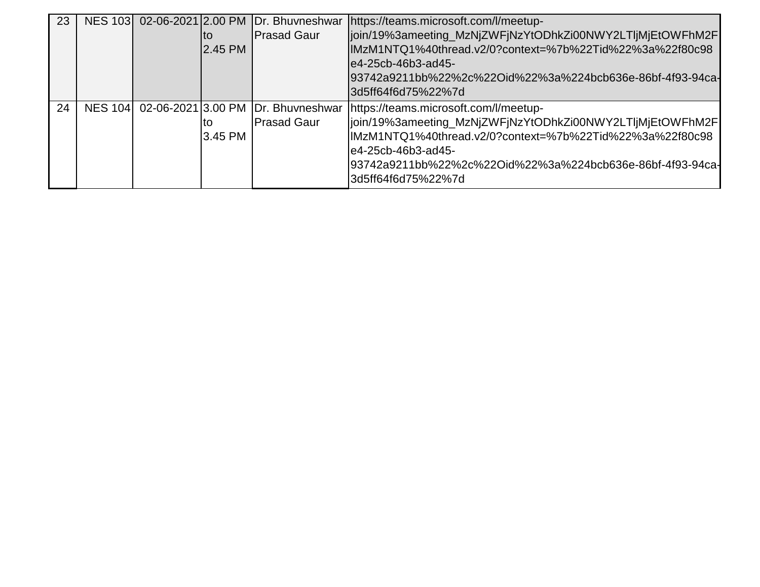| | | | | | |
|---|---|---|---|---|---|
| 23 | NES 103 | 02-06-2021 | 2.00 PM to 2.45 PM | Dr. Bhuvneshwar Prasad Gaur | https://teams.microsoft.com/l/meetup-join/19%3ameeting_MzNjZWFjNzYtODhkZi00NWY2LTljMjEtOWFhM2FlMzM1NTQ1%40thread.v2/0?context=%7b%22Tid%22%3a%22f80c98e4-25cb-46b3-ad45-93742a9211bb%22%2c%22Oid%22%3a%224bcb636e-86bf-4f93-94ca-3d5ff64f6d75%22%7d |
| 24 | NES 104 | 02-06-2021 | 3.00 PM to 3.45 PM | Dr. Bhuvneshwar Prasad Gaur | https://teams.microsoft.com/l/meetup-join/19%3ameeting_MzNjZWFjNzYtODhkZi00NWY2LTljMjEtOWFhM2FlMzM1NTQ1%40thread.v2/0?context=%7b%22Tid%22%3a%22f80c98e4-25cb-46b3-ad45-93742a9211bb%22%2c%22Oid%22%3a%224bcb636e-86bf-4f93-94ca-3d5ff64f6d75%22%7d |